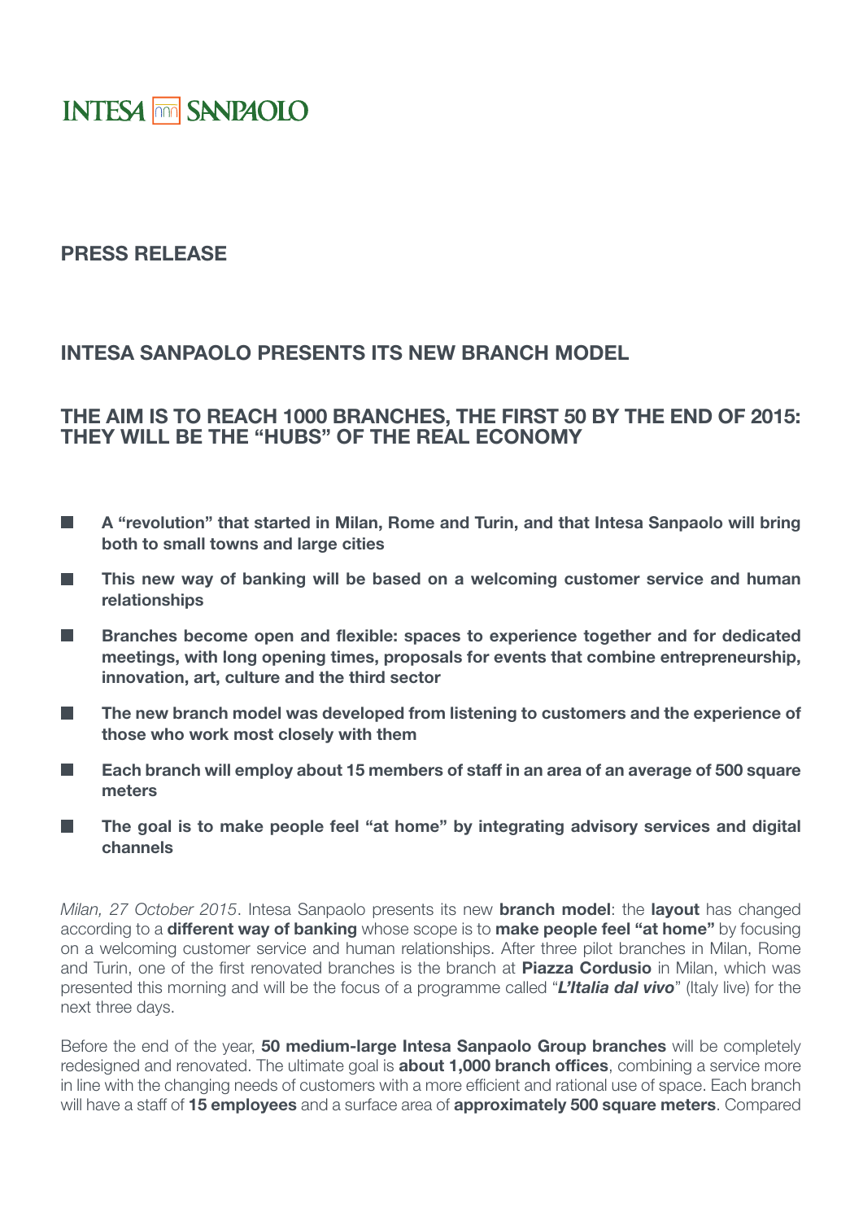INTESA SANPAOLO

**PRESS RELEASE**

## INTESA SANPAOLO PRESENTS ITS NEW BRANCH MODEL

## THE AIM IS TO REACH 1000 BRANCHES, THE FIRST 50 BY THE END OF 2015: THEY WILL BE THE "HUBS" OF THE REAL ECONOMY

- **A "revolution" that started in Milan, Rome and Turin, and that Intesa Sanpaolo will bring both to small towns and large cities**
- **This new way of banking will be based on a welcoming customer service and human relationships**
- **Branches become open and flexible: spaces to experience together and for dedicated meetings, with long opening times, proposals for events that combine entrepreneurship, innovation, art, culture and the third sector**
- **The new branch model was developed from listening to customers and the experience of those who work most closely with them**
- **Each branch will employ about 15 members of staff in an area of an average of 500 square meters**
- **The goal is to make people feel "at home" by integrating advisory services and digital channels**

*Milan, 27 October 2015*. Intesa Sanpaolo presents its new **branch model**: the **layout** has changed according to a **different way of banking** whose scope is to **make people feel "at home"** by focusing on a welcoming customer service and human relationships. After three pilot branches in Milan, Rome and Turin, one of the first renovated branches is the branch at **Piazza Cordusio** in Milan, which was presented this morning and will be the focus of a programme called "***L'Italia dal vivo***" (Italy live) for the next three days.

Before the end of the year, **50 medium-large Intesa Sanpaolo Group branches** will be completely redesigned and renovated. The ultimate goal is **about 1,000 branch offices**, combining a service more in line with the changing needs of customers with a more efficient and rational use of space. Each branch will have a staff of **15 employees** and a surface area of **approximately 500 square meters**. Compared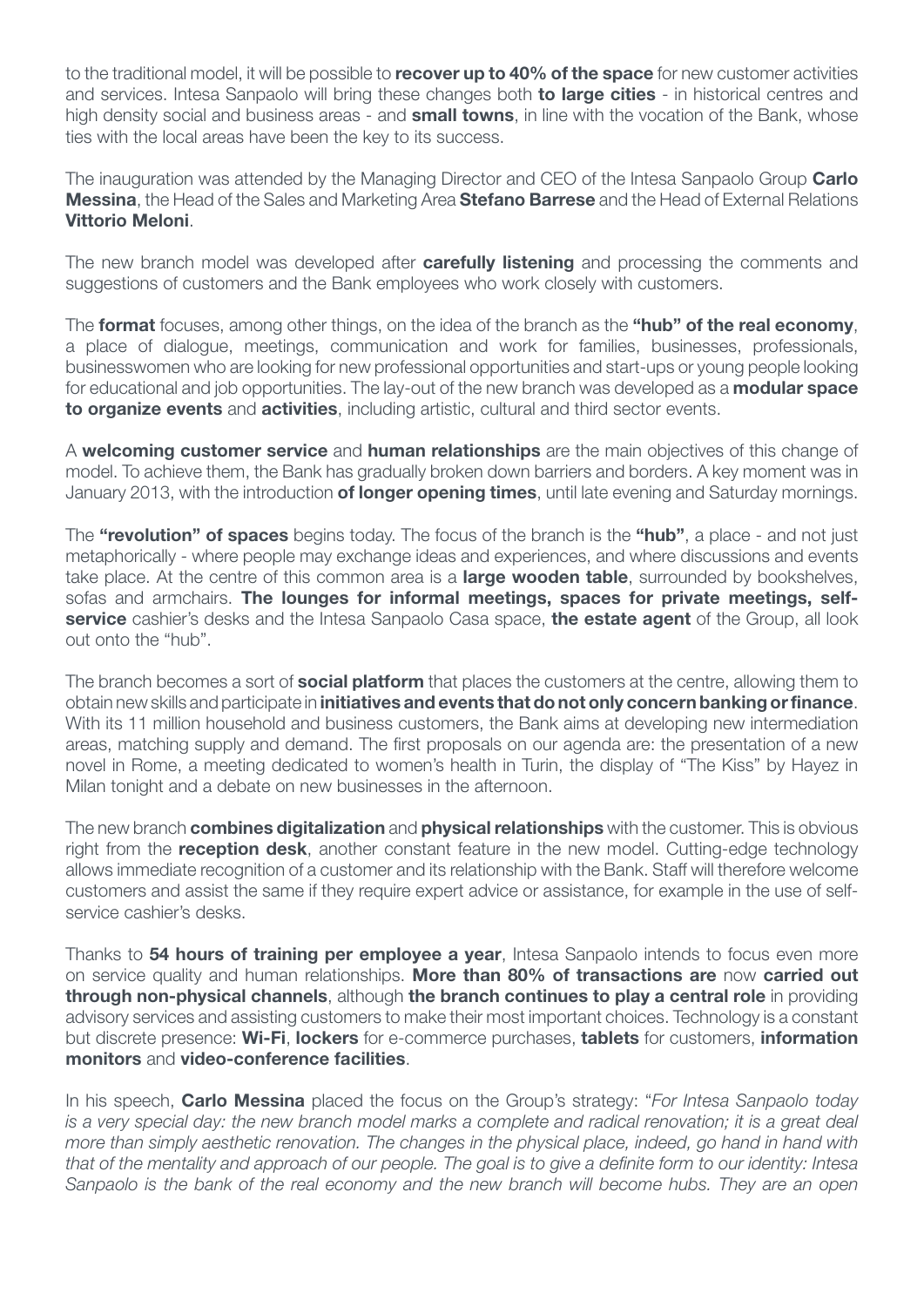to the traditional model, it will be possible to **recover up to 40% of the space** for new customer activities and services. Intesa Sanpaolo will bring these changes both **to large cities** - in historical centres and high density social and business areas - and **small towns**, in line with the vocation of the Bank, whose ties with the local areas have been the key to its success.

The inauguration was attended by the Managing Director and CEO of the Intesa Sanpaolo Group **Carlo Messina**, the Head of the Sales and Marketing Area **Stefano Barrese** and the Head of External Relations **Vittorio Meloni**.

The new branch model was developed after **carefully listening** and processing the comments and suggestions of customers and the Bank employees who work closely with customers.

The **format** focuses, among other things, on the idea of the branch as the **"hub" of the real economy**, a place of dialogue, meetings, communication and work for families, businesses, professionals, businesswomen who are looking for new professional opportunities and start-ups or young people looking for educational and job opportunities. The lay-out of the new branch was developed as a **modular space to organize events** and **activities**, including artistic, cultural and third sector events.

A **welcoming customer service** and **human relationships** are the main objectives of this change of model. To achieve them, the Bank has gradually broken down barriers and borders. A key moment was in January 2013, with the introduction **of longer opening times**, until late evening and Saturday mornings.

The **"revolution" of spaces** begins today. The focus of the branch is the **"hub"**, a place - and not just metaphorically - where people may exchange ideas and experiences, and where discussions and events take place. At the centre of this common area is a **large wooden table**, surrounded by bookshelves, sofas and armchairs. **The lounges for informal meetings, spaces for private meetings, self-service** cashier's desks and the Intesa Sanpaolo Casa space, **the estate agent** of the Group, all look out onto the "hub".

The branch becomes a sort of **social platform** that places the customers at the centre, allowing them to obtain new skills and participate in **initiatives and events that do not only concern banking or finance**. With its 11 million household and business customers, the Bank aims at developing new intermediation areas, matching supply and demand. The first proposals on our agenda are: the presentation of a new novel in Rome, a meeting dedicated to women's health in Turin, the display of "The Kiss" by Hayez in Milan tonight and a debate on new businesses in the afternoon.

The new branch **combines digitalization** and **physical relationships** with the customer. This is obvious right from the **reception desk**, another constant feature in the new model. Cutting-edge technology allows immediate recognition of a customer and its relationship with the Bank. Staff will therefore welcome customers and assist the same if they require expert advice or assistance, for example in the use of self-service cashier's desks.

Thanks to **54 hours of training per employee a year**, Intesa Sanpaolo intends to focus even more on service quality and human relationships. **More than 80% of transactions are** now **carried out through non-physical channels**, although **the branch continues to play a central role** in providing advisory services and assisting customers to make their most important choices. Technology is a constant but discrete presence: **Wi-Fi**, **lockers** for e-commerce purchases, **tablets** for customers, **information monitors** and **video-conference facilities**.

In his speech, **Carlo Messina** placed the focus on the Group's strategy: "*For Intesa Sanpaolo today is a very special day: the new branch model marks a complete and radical renovation; it is a great deal more than simply aesthetic renovation. The changes in the physical place, indeed, go hand in hand with that of the mentality and approach of our people. The goal is to give a definite form to our identity: Intesa Sanpaolo is the bank of the real economy and the new branch will become hubs. They are an open*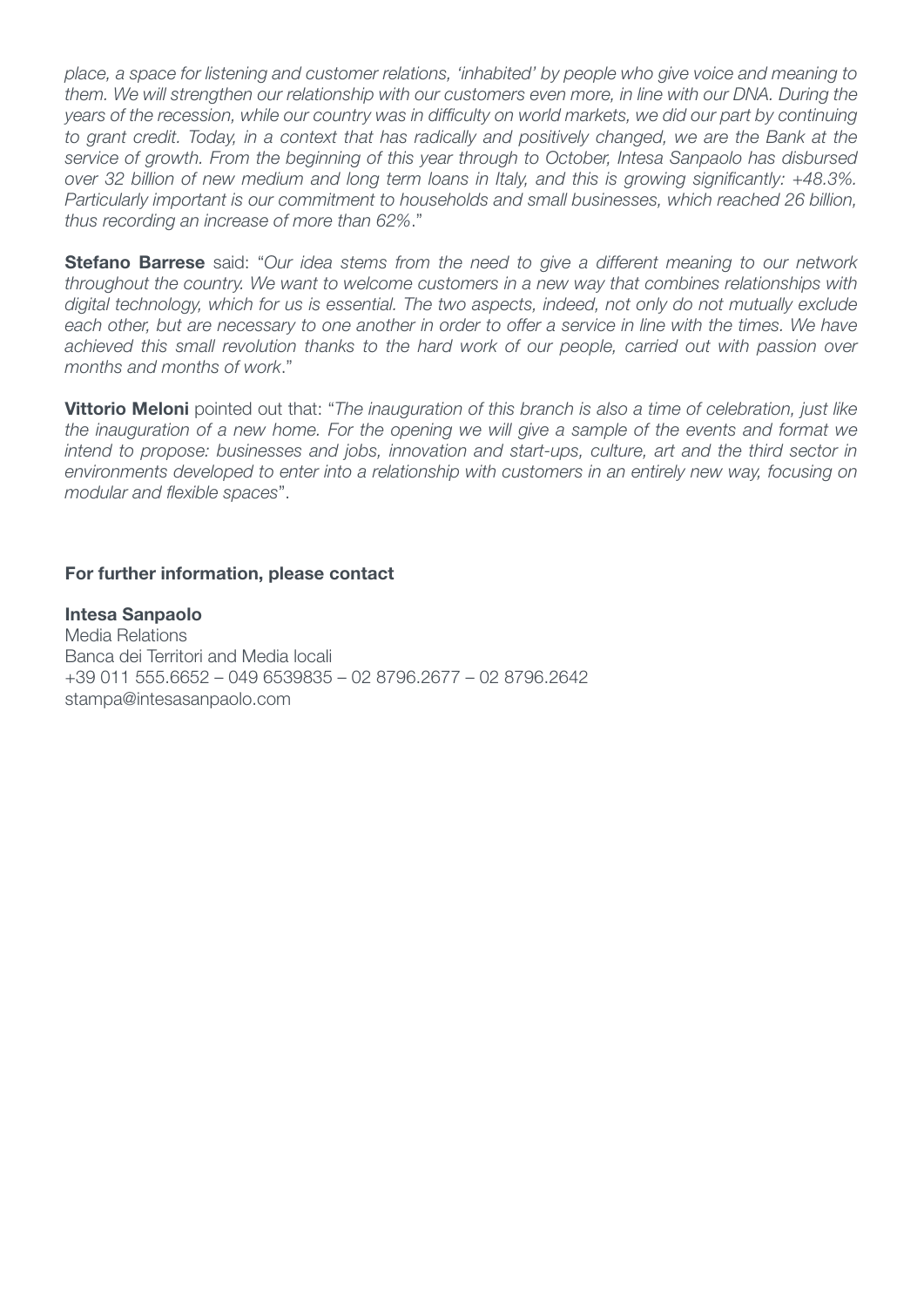*place, a space for listening and customer relations, 'inhabited' by people who give voice and meaning to them. We will strengthen our relationship with our customers even more, in line with our DNA. During the years of the recession, while our country was in difficulty on world markets, we did our part by continuing to grant credit. Today, in a context that has radically and positively changed, we are the Bank at the service of growth. From the beginning of this year through to October, Intesa Sanpaolo has disbursed over 32 billion of new medium and long term loans in Italy, and this is growing significantly: +48.3%. Particularly important is our commitment to households and small businesses, which reached 26 billion, thus recording an increase of more than 62%*."

**Stefano Barrese** said: "*Our idea stems from the need to give a different meaning to our network throughout the country. We want to welcome customers in a new way that combines relationships with digital technology, which for us is essential. The two aspects, indeed, not only do not mutually exclude each other, but are necessary to one another in order to offer a service in line with the times. We have achieved this small revolution thanks to the hard work of our people, carried out with passion over months and months of work*."

**Vittorio Meloni** pointed out that: "*The inauguration of this branch is also a time of celebration, just like the inauguration of a new home. For the opening we will give a sample of the events and format we intend to propose: businesses and jobs, innovation and start-ups, culture, art and the third sector in environments developed to enter into a relationship with customers in an entirely new way, focusing on modular and flexible spaces*".

**For further information, please contact**

**Intesa Sanpaolo**
Media Relations
Banca dei Territori and Media locali
+39 011 555.6652 – 049 6539835 – 02 8796.2677 – 02 8796.2642
stampa@intesasanpaolo.com